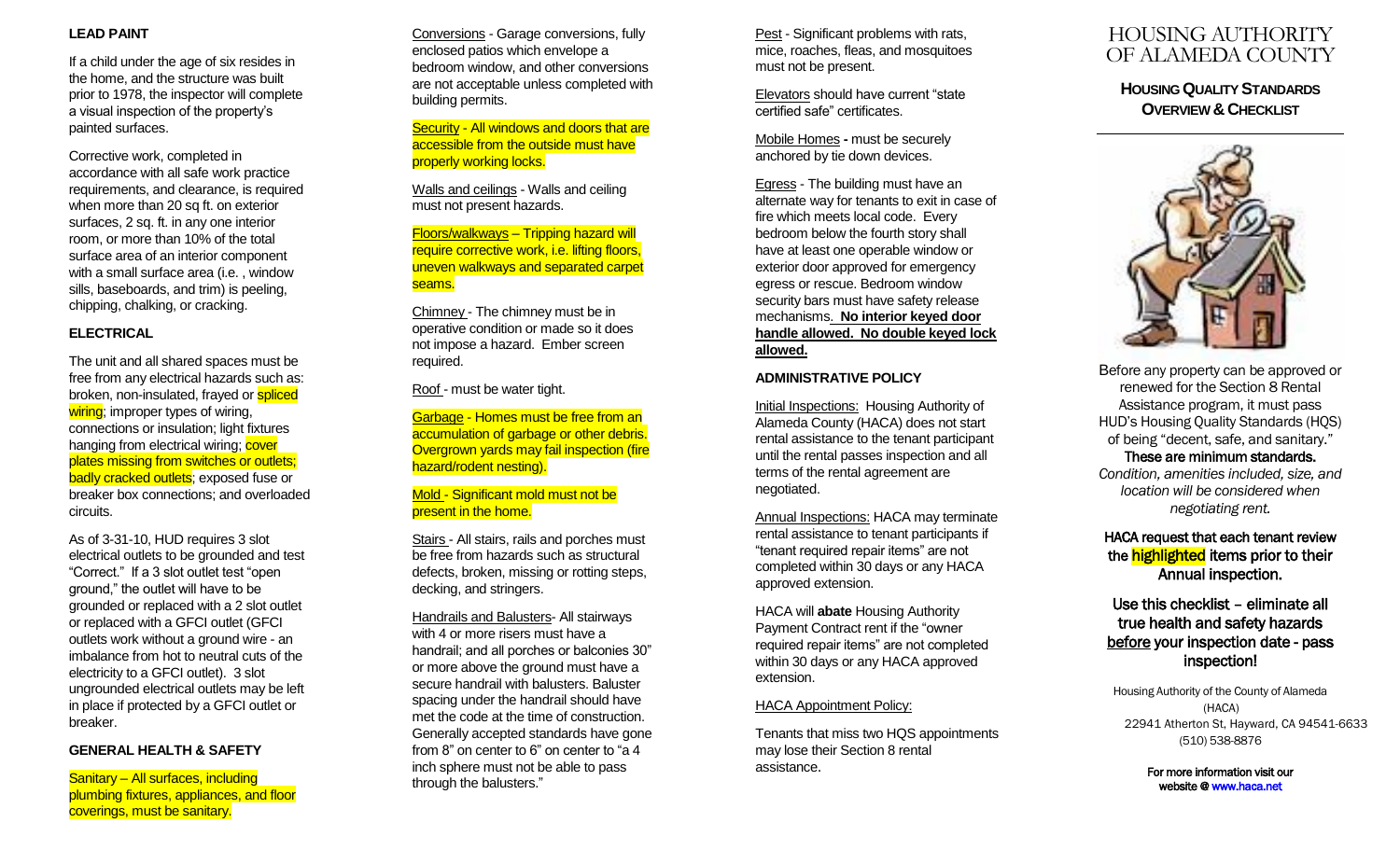### LEAD PAINT

If a child under the age of six resides in the home, and the structure was built prior to 1978, the inspector will complete a visual inspection of the property's painted surfaces.

Corrective work, completed in accordance with all safe work practice requirements, and clearance, is required when more than 20 sq ft. on exterior surfaces, 2 sq. ft. in any one interior room, or more than 10% of the total surface area of an interior component with a small surface area (i.e. , window sills, baseboards, and trim) is peeling, chipping, chalking, or cracking.

### ELECTRICAL

The unit and all shared spaces must be free from any electrical hazards such as: broken, non-insulated, frayed or spliced wiring; improper types of wiring, connections or insulation; light fixtures hanging from electrical wiring; cover plates missing from switches or outlets; badly cracked outlets; exposed fuse or breaker box connections; and overloaded circuits.

As of 3-31-10, HUD requires 3 slot electrical outlets to be grounded and test "Correct." If a 3 slot outlet test "open ground," the outlet will have to be grounded or replaced with a 2 slot outlet or replaced with a GFCI outlet (GFCI outlets work without a ground wire - an imbalance from hot to neutral cuts of the electricity to a GFCI outlet). 3 slot ungrounded electrical outlets may be left in place if protected by a GFCI outlet or breaker.

### GENERAL HEALTH & SAFETY

Sanitary – All surfaces, including plumbing fixtures, appliances, and floor coverings, must be sanitary.

Conversions - Garage conversions, fully enclosed patios which envelope a bedroom window, and other conversions are not acceptable unless completed with building permits.

Security - All windows and doors that are accessible from the outside must have properly working locks.

Walls and ceilings - Walls and ceiling must not present hazards.

Floors/walkways – Tripping hazard will require corrective work, i.e. lifting floors, uneven walkways and separated carpet seams.

Chimney - The chimney must be in operative condition or made so it does not impose a hazard. Ember screen required.

Roof - must be water tight.

Garbage - Homes must be free from an accumulation of garbage or other debris. Overgrown yards may fail inspection (fire hazard/rodent nesting).

Mold - Significant mold must not be present in the home.

Stairs - All stairs, rails and porches must be free from hazards such as structural defects, broken, missing or rotting steps, decking, and stringers.

Handrails and Balusters- All stairways with 4 or more risers must have a handrail; and all porches or balconies 30" or more above the ground must have a secure handrail with balusters. Baluster spacing under the handrail should have met the code at the time of construction. Generally accepted standards have gone from 8" on center to 6" on center to "a 4 inch sphere must not be able to pass through the balusters."

Pest - Significant problems with rats, mice, roaches, fleas, and mosquitoes must not be present.

Elevators should have current "state certified safe" certificates.

Mobile Homes - must be securely anchored by tie down devices.

Egress - The building must have an alternate way for tenants to exit in case of fire which meets local code. Every bedroom below the fourth story shall have at least one operable window or exterior door approved for emergency egress or rescue. Bedroom window security bars must have safety release mechanisms. **No interior keyed door handle allowed. No double keyed lock allowed.**

### ADMINISTRATIVE POLICY

Initial Inspections: Housing Authority of Alameda County (HACA) does not start rental assistance to the tenant participant until the rental passes inspection and all terms of the rental agreement are negotiated.

Annual Inspections: HACA may terminate rental assistance to tenant participants if "tenant required repair items" are not completed within 30 days or any HACA approved extension.

HACA will **abate** Housing Authority Payment Contract rent if the "owner required repair items" are not completed within 30 days or any HACA approved extension.

HACA Appointment Policy:

Tenants that miss two HQS appointments may lose their Section 8 rental assistance.

# HOUSING AUTHORITY OF ALAMEDA COUNTY

## HOUSING QUALITY STANDARDS OVERVIEW & CHECKLIST

Before any property can be approved or renewed for the Section 8 Rental Assistance program, it must pass HUD's Housing Quality Standards (HQS) of being "decent, safe, and sanitary."

**These are minimum standards.**

*Condition, amenities included, size, and location will be considered when negotiating rent.*

**HACA request that each tenant review the highlighted items prior to their Annual inspection.**

**Use this checklist – eliminate all true health and safety hazards before your inspection date - pass inspection!**

Housing Authority of the County of Alameda (HACA)
22941 Atherton St, Hayward, CA 94541-6633
(510) 538-8876

**For more information visit our website @ www.haca.net**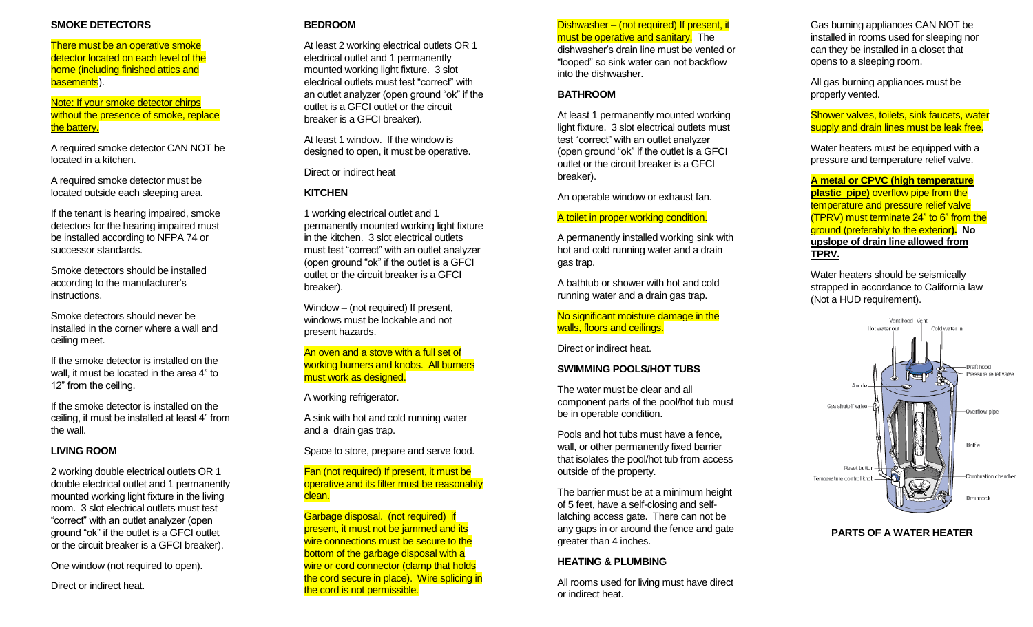## SMOKE DETECTORS

There must be an operative smoke detector located on each level of the home (including finished attics and basements).

Note: If your smoke detector chirps without the presence of smoke, replace the battery.

A required smoke detector CAN NOT be located in a kitchen.

A required smoke detector must be located outside each sleeping area.

If the tenant is hearing impaired, smoke detectors for the hearing impaired must be installed according to NFPA 74 or successor standards.

Smoke detectors should be installed according to the manufacturer's instructions.

Smoke detectors should never be installed in the corner where a wall and ceiling meet.

If the smoke detector is installed on the wall, it must be located in the area 4" to 12" from the ceiling.

If the smoke detector is installed on the ceiling, it must be installed at least 4" from the wall.

## LIVING ROOM

2 working double electrical outlets OR 1 double electrical outlet and 1 permanently mounted working light fixture in the living room. 3 slot electrical outlets must test "correct" with an outlet analyzer (open ground "ok" if the outlet is a GFCI outlet or the circuit breaker is a GFCI breaker).

One window (not required to open).

Direct or indirect heat.

## BEDROOM

At least 2 working electrical outlets OR 1 electrical outlet and 1 permanently mounted working light fixture. 3 slot electrical outlets must test "correct" with an outlet analyzer (open ground "ok" if the outlet is a GFCI outlet or the circuit breaker is a GFCI breaker).

At least 1 window. If the window is designed to open, it must be operative.

Direct or indirect heat

## KITCHEN

1 working electrical outlet and 1 permanently mounted working light fixture in the kitchen. 3 slot electrical outlets must test "correct" with an outlet analyzer (open ground "ok" if the outlet is a GFCI outlet or the circuit breaker is a GFCI breaker).

Window – (not required) If present, windows must be lockable and not present hazards.

An oven and a stove with a full set of working burners and knobs. All burners must work as designed.

A working refrigerator.

A sink with hot and cold running water and a drain gas trap.

Space to store, prepare and serve food.

Fan (not required) If present, it must be operative and its filter must be reasonably clean.

Garbage disposal. (not required) if present, it must not be jammed and its wire connections must be secure to the bottom of the garbage disposal with a wire or cord connector (clamp that holds the cord secure in place). Wire splicing in the cord is not permissible.

Dishwasher – (not required) If present, it must be operative and sanitary. The dishwasher's drain line must be vented or "looped" so sink water can not backflow into the dishwasher.

## BATHROOM

At least 1 permanently mounted working light fixture. 3 slot electrical outlets must test "correct" with an outlet analyzer (open ground "ok" if the outlet is a GFCI outlet or the circuit breaker is a GFCI breaker).

An operable window or exhaust fan.

A toilet in proper working condition.

A permanently installed working sink with hot and cold running water and a drain gas trap.

A bathtub or shower with hot and cold running water and a drain gas trap.

No significant moisture damage in the walls, floors and ceilings.

Direct or indirect heat.

## SWIMMING POOLS/HOT TUBS

The water must be clear and all component parts of the pool/hot tub must be in operable condition.

Pools and hot tubs must have a fence, wall, or other permanently fixed barrier that isolates the pool/hot tub from access outside of the property.

The barrier must be at a minimum height of 5 feet, have a self-closing and self-latching access gate. There can not be any gaps in or around the fence and gate greater than 4 inches.

## HEATING & PLUMBING

All rooms used for living must have direct or indirect heat.

Gas burning appliances CAN NOT be installed in rooms used for sleeping nor can they be installed in a closet that opens to a sleeping room.

All gas burning appliances must be properly vented.

Shower valves, toilets, sink faucets, water supply and drain lines must be leak free.

Water heaters must be equipped with a pressure and temperature relief valve.

**A metal or CPVC (high temperature plastic pipe)** overflow pipe from the temperature and pressure relief valve (TPRV) must terminate 24" to 6" from the ground (preferably to the exterior**). No upslope of drain line allowed from TPRV.**

Water heaters should be seismically strapped in accordance to California law (Not a HUD requirement).

Vent hood
Vent
Hot water out
Cold water in
Draft hood
Pressure relief valve
Anode
Gas shutoff valve
Overflow pipe
Baffle
Reset button
Temperature control knob
Combustion chamber
Draincock

**PARTS OF A WATER HEATER**